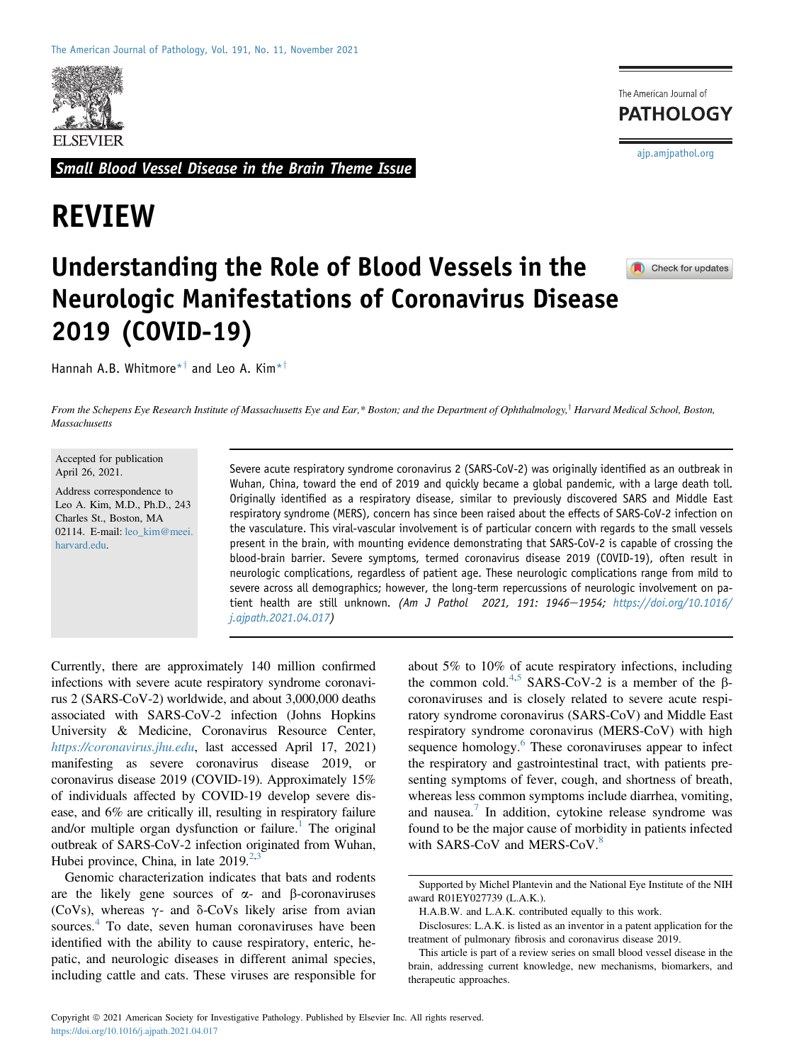Small Blood Vessel Disease in the Brain Theme Issue

# REVIEW

# Understanding the Role of Blood Vessels in the Neurologic Manifestations of Coronavirus Disease 2019 (COVID-19)

Hannah A.B. Whitmore[*,†] and Leo A. Kim[*,†]

*From the Schepens Eye Research Institute of Massachusetts Eye and Ear,[*] Boston; and the Department of Ophthalmology,[†] Harvard Medical School, Boston, Massachusetts*

Accepted for publication April 26, 2021.

Address correspondence to Leo A. Kim, M.D., Ph.D., 243 Charles St., Boston, MA 02114. E-mail: leo_kim@meei.harvard.edu.

Severe acute respiratory syndrome coronavirus 2 (SARS-CoV-2) was originally identified as an outbreak in Wuhan, China, toward the end of 2019 and quickly became a global pandemic, with a large death toll. Originally identified as a respiratory disease, similar to previously discovered SARS and Middle East respiratory syndrome (MERS), concern has since been raised about the effects of SARS-CoV-2 infection on the vasculature. This viral-vascular involvement is of particular concern with regards to the small vessels present in the brain, with mounting evidence demonstrating that SARS-CoV-2 is capable of crossing the blood-brain barrier. Severe symptoms, termed coronavirus disease 2019 (COVID-19), often result in neurologic complications, regardless of patient age. These neurologic complications range from mild to severe across all demographics; however, the long-term repercussions of neurologic involvement on patient health are still unknown. *(Am J Pathol 2021, 191: 1946–1954; https://doi.org/10.1016/j.ajpath.2021.04.017)*

Currently, there are approximately 140 million confirmed infections with severe acute respiratory syndrome coronavirus 2 (SARS-CoV-2) worldwide, and about 3,000,000 deaths associated with SARS-CoV-2 infection (Johns Hopkins University & Medicine, Coronavirus Resource Center, *https://coronavirus.jhu.edu*, last accessed April 17, 2021) manifesting as severe coronavirus disease 2019, or coronavirus disease 2019 (COVID-19). Approximately 15% of individuals affected by COVID-19 develop severe disease, and 6% are critically ill, resulting in respiratory failure and/or multiple organ dysfunction or failure.[1] The original outbreak of SARS-CoV-2 infection originated from Wuhan, Hubei province, China, in late 2019.[2,3]

Genomic characterization indicates that bats and rodents are the likely gene sources of α- and β-coronaviruses (CoVs), whereas γ- and δ-CoVs likely arise from avian sources.[4] To date, seven human coronaviruses have been identified with the ability to cause respiratory, enteric, hepatic, and neurologic diseases in different animal species, including cattle and cats. These viruses are responsible for about 5% to 10% of acute respiratory infections, including the common cold.[4,5] SARS-CoV-2 is a member of the β-coronaviruses and is closely related to severe acute respiratory syndrome coronavirus (SARS-CoV) and Middle East respiratory syndrome coronavirus (MERS-CoV) with high sequence homology.[6] These coronaviruses appear to infect the respiratory and gastrointestinal tract, with patients presenting symptoms of fever, cough, and shortness of breath, whereas less common symptoms include diarrhea, vomiting, and nausea.[7] In addition, cytokine release syndrome was found to be the major cause of morbidity in patients infected with SARS-CoV and MERS-CoV.[8]

Supported by Michel Plantevin and the National Eye Institute of the NIH award R01EY027739 (L.A.K.).

H.A.B.W. and L.A.K. contributed equally to this work.

Disclosures: L.A.K. is listed as an inventor in a patent application for the treatment of pulmonary fibrosis and coronavirus disease 2019.

This article is part of a review series on small blood vessel disease in the brain, addressing current knowledge, new mechanisms, biomarkers, and therapeutic approaches.

Copyright © 2021 American Society for Investigative Pathology. Published by Elsevier Inc. All rights reserved.
https://doi.org/10.1016/j.ajpath.2021.04.017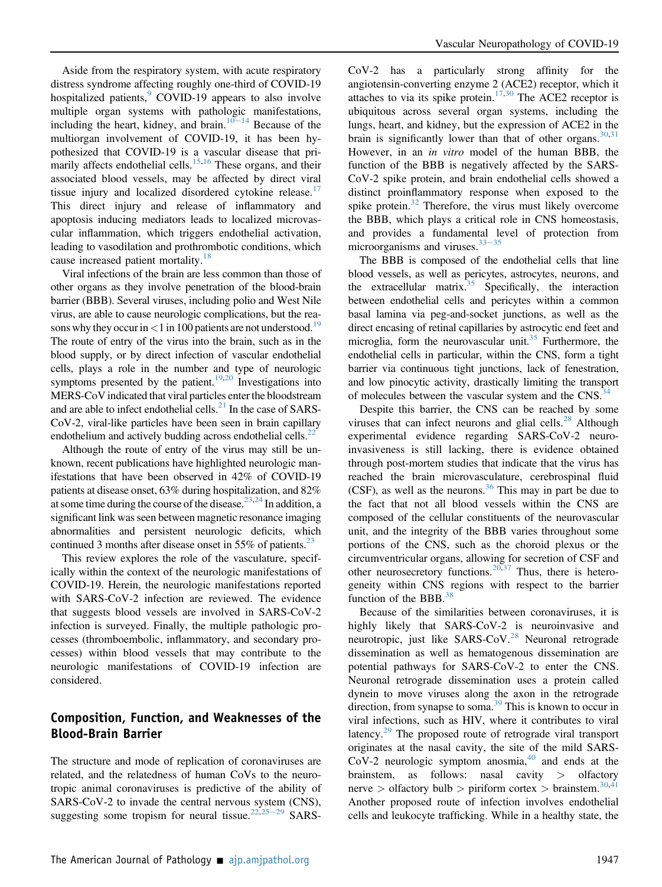Aside from the respiratory system, with acute respiratory distress syndrome affecting roughly one-third of COVID-19 hospitalized patients,[9] COVID-19 appears to also involve multiple organ systems with pathologic manifestations, including the heart, kidney, and brain.[10–14] Because of the multiorgan involvement of COVID-19, it has been hypothesized that COVID-19 is a vascular disease that primarily affects endothelial cells.[15,16] These organs, and their associated blood vessels, may be affected by direct viral tissue injury and localized disordered cytokine release.[17] This direct injury and release of inflammatory and apoptosis inducing mediators leads to localized microvascular inflammation, which triggers endothelial activation, leading to vasodilation and prothrombotic conditions, which cause increased patient mortality.[18]

Viral infections of the brain are less common than those of other organs as they involve penetration of the blood-brain barrier (BBB). Several viruses, including polio and West Nile virus, are able to cause neurologic complications, but the reasons why they occur in <1 in 100 patients are not understood.[19] The route of entry of the virus into the brain, such as in the blood supply, or by direct infection of vascular endothelial cells, plays a role in the number and type of neurologic symptoms presented by the patient.[19,20] Investigations into MERS-CoV indicated that viral particles enter the bloodstream and are able to infect endothelial cells.[21] In the case of SARS-CoV-2, viral-like particles have been seen in brain capillary endothelium and actively budding across endothelial cells.[22]

Although the route of entry of the virus may still be unknown, recent publications have highlighted neurologic manifestations that have been observed in 42% of COVID-19 patients at disease onset, 63% during hospitalization, and 82% at some time during the course of the disease.[23,24] In addition, a significant link was seen between magnetic resonance imaging abnormalities and persistent neurologic deficits, which continued 3 months after disease onset in 55% of patients.[23]

This review explores the role of the vasculature, specifically within the context of the neurologic manifestations of COVID-19. Herein, the neurologic manifestations reported with SARS-CoV-2 infection are reviewed. The evidence that suggests blood vessels are involved in SARS-CoV-2 infection is surveyed. Finally, the multiple pathologic processes (thromboembolic, inflammatory, and secondary processes) within blood vessels that may contribute to the neurologic manifestations of COVID-19 infection are considered.

## Composition, Function, and Weaknesses of the Blood-Brain Barrier

The structure and mode of replication of coronaviruses are related, and the relatedness of human CoVs to the neurotropic animal coronaviruses is predictive of the ability of SARS-CoV-2 to invade the central nervous system (CNS), suggesting some tropism for neural tissue.[22,25–29] SARS-CoV-2 has a particularly strong affinity for the angiotensin-converting enzyme 2 (ACE2) receptor, which it attaches to via its spike protein.[17,30] The ACE2 receptor is ubiquitous across several organ systems, including the lungs, heart, and kidney, but the expression of ACE2 in the brain is significantly lower than that of other organs.[30,31] However, in an *in vitro* model of the human BBB, the function of the BBB is negatively affected by the SARS-CoV-2 spike protein, and brain endothelial cells showed a distinct proinflammatory response when exposed to the spike protein.[32] Therefore, the virus must likely overcome the BBB, which plays a critical role in CNS homeostasis, and provides a fundamental level of protection from microorganisms and viruses.[33–35]

The BBB is composed of the endothelial cells that line blood vessels, as well as pericytes, astrocytes, neurons, and the extracellular matrix.[35] Specifically, the interaction between endothelial cells and pericytes within a common basal lamina via peg-and-socket junctions, as well as the direct encasing of retinal capillaries by astrocytic end feet and microglia, form the neurovascular unit.[35] Furthermore, the endothelial cells in particular, within the CNS, form a tight barrier via continuous tight junctions, lack of fenestration, and low pinocytic activity, drastically limiting the transport of molecules between the vascular system and the CNS.[34]

Despite this barrier, the CNS can be reached by some viruses that can infect neurons and glial cells.[28] Although experimental evidence regarding SARS-CoV-2 neuroinvasiveness is still lacking, there is evidence obtained through post-mortem studies that indicate that the virus has reached the brain microvasculature, cerebrospinal fluid (CSF), as well as the neurons.[36] This may in part be due to the fact that not all blood vessels within the CNS are composed of the cellular constituents of the neurovascular unit, and the integrity of the BBB varies throughout some portions of the CNS, such as the choroid plexus or the circumventricular organs, allowing for secretion of CSF and other neurosecretory functions.[20,37] Thus, there is heterogeneity within CNS regions with respect to the barrier function of the BBB.[38]

Because of the similarities between coronaviruses, it is highly likely that SARS-CoV-2 is neuroinvasive and neurotropic, just like SARS-CoV.[28] Neuronal retrograde dissemination as well as hematogenous dissemination are potential pathways for SARS-CoV-2 to enter the CNS. Neuronal retrograde dissemination uses a protein called dynein to move viruses along the axon in the retrograde direction, from synapse to soma.[39] This is known to occur in viral infections, such as HIV, where it contributes to viral latency.[29] The proposed route of retrograde viral transport originates at the nasal cavity, the site of the mild SARS-CoV-2 neurologic symptom anosmia,[40] and ends at the brainstem, as follows: nasal cavity > olfactory nerve > olfactory bulb > piriform cortex > brainstem.[30,41] Another proposed route of infection involves endothelial cells and leukocyte trafficking. While in a healthy state, the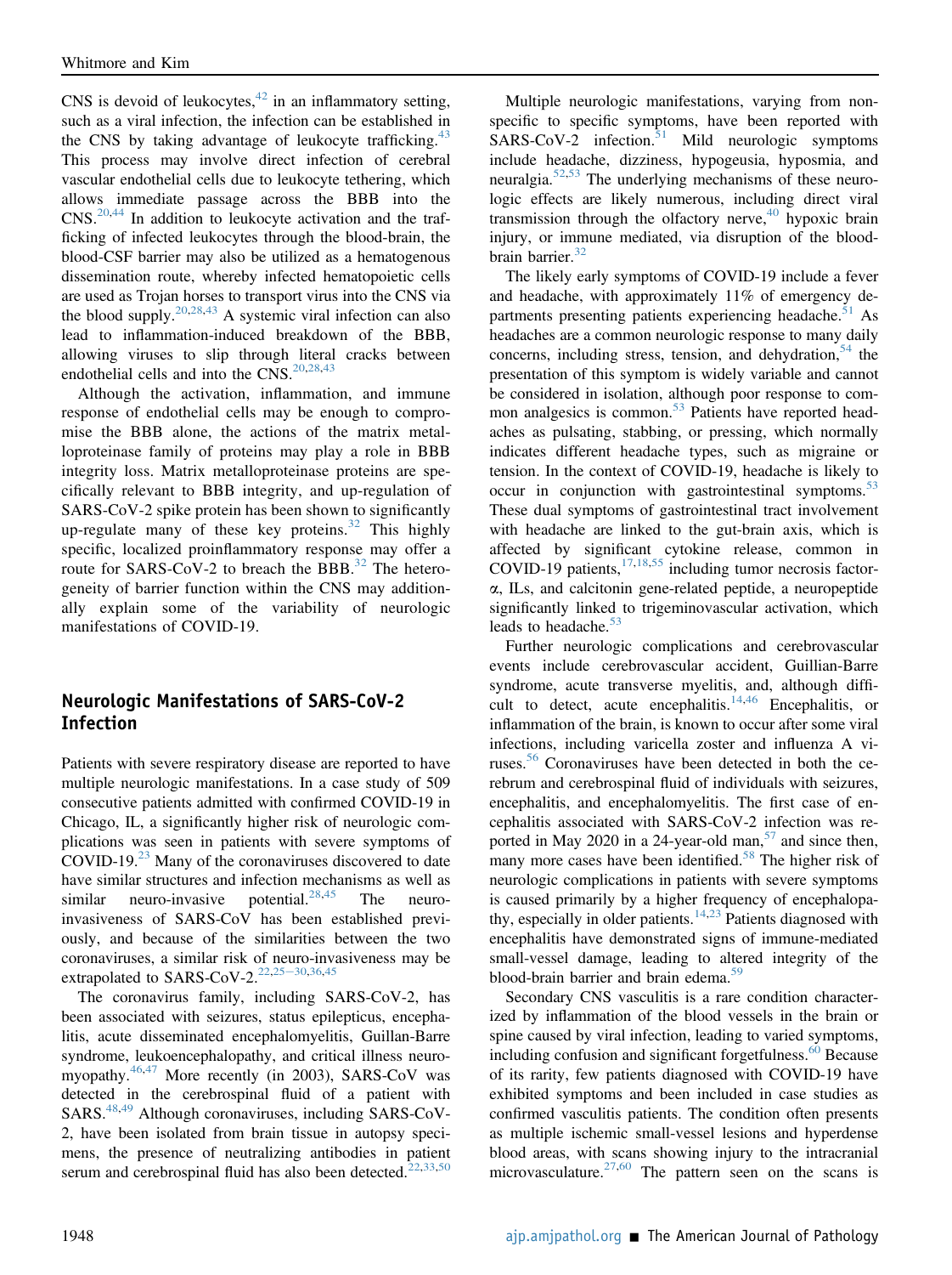CNS is devoid of leukocytes,[42] in an inflammatory setting, such as a viral infection, the infection can be established in the CNS by taking advantage of leukocyte trafficking.[43] This process may involve direct infection of cerebral vascular endothelial cells due to leukocyte tethering, which allows immediate passage across the BBB into the CNS.[20,44] In addition to leukocyte activation and the trafficking of infected leukocytes through the blood-brain, the blood-CSF barrier may also be utilized as a hematogenous dissemination route, whereby infected hematopoietic cells are used as Trojan horses to transport virus into the CNS via the blood supply.[20,28,43] A systemic viral infection can also lead to inflammation-induced breakdown of the BBB, allowing viruses to slip through literal cracks between endothelial cells and into the CNS.[20,28,43]

Although the activation, inflammation, and immune response of endothelial cells may be enough to compromise the BBB alone, the actions of the matrix metalloproteinase family of proteins may play a role in BBB integrity loss. Matrix metalloproteinase proteins are specifically relevant to BBB integrity, and up-regulation of SARS-CoV-2 spike protein has been shown to significantly up-regulate many of these key proteins.[32] This highly specific, localized proinflammatory response may offer a route for SARS-CoV-2 to breach the BBB.[32] The heterogeneity of barrier function within the CNS may additionally explain some of the variability of neurologic manifestations of COVID-19.

## Neurologic Manifestations of SARS-CoV-2 Infection

Patients with severe respiratory disease are reported to have multiple neurologic manifestations. In a case study of 509 consecutive patients admitted with confirmed COVID-19 in Chicago, IL, a significantly higher risk of neurologic complications was seen in patients with severe symptoms of COVID-19.[23] Many of the coronaviruses discovered to date have similar structures and infection mechanisms as well as similar neuro-invasive potential.[28,45] The neuro-invasiveness of SARS-CoV has been established previously, and because of the similarities between the two coronaviruses, a similar risk of neuro-invasiveness may be extrapolated to SARS-CoV-2.[22,25–30,36,45]

The coronavirus family, including SARS-CoV-2, has been associated with seizures, status epilepticus, encephalitis, acute disseminated encephalomyelitis, Guillan-Barre syndrome, leukoencephalopathy, and critical illness neuromyopathy.[46,47] More recently (in 2003), SARS-CoV was detected in the cerebrospinal fluid of a patient with SARS.[48,49] Although coronaviruses, including SARS-CoV-2, have been isolated from brain tissue in autopsy specimens, the presence of neutralizing antibodies in patient serum and cerebrospinal fluid has also been detected.[22,33,50]

Multiple neurologic manifestations, varying from nonspecific to specific symptoms, have been reported with SARS-CoV-2 infection.[51] Mild neurologic symptoms include headache, dizziness, hypogeusia, hyposmia, and neuralgia.[52,53] The underlying mechanisms of these neurologic effects are likely numerous, including direct viral transmission through the olfactory nerve,[40] hypoxic brain injury, or immune mediated, via disruption of the blood-brain barrier.[32]

The likely early symptoms of COVID-19 include a fever and headache, with approximately 11% of emergency departments presenting patients experiencing headache.[51] As headaches are a common neurologic response to many daily concerns, including stress, tension, and dehydration,[54] the presentation of this symptom is widely variable and cannot be considered in isolation, although poor response to common analgesics is common.[53] Patients have reported headaches as pulsating, stabbing, or pressing, which normally indicates different headache types, such as migraine or tension. In the context of COVID-19, headache is likely to occur in conjunction with gastrointestinal symptoms.[53] These dual symptoms of gastrointestinal tract involvement with headache are linked to the gut-brain axis, which is affected by significant cytokine release, common in COVID-19 patients,[17,18,55] including tumor necrosis factor-$\alpha$, ILs, and calcitonin gene-related peptide, a neuropeptide significantly linked to trigeminovascular activation, which leads to headache.[53]

Further neurologic complications and cerebrovascular events include cerebrovascular accident, Guillian-Barre syndrome, acute transverse myelitis, and, although difficult to detect, acute encephalitis.[14,46] Encephalitis, or inflammation of the brain, is known to occur after some viral infections, including varicella zoster and influenza A viruses.[56] Coronaviruses have been detected in both the cerebrum and cerebrospinal fluid of individuals with seizures, encephalitis, and encephalomyelitis. The first case of encephalitis associated with SARS-CoV-2 infection was reported in May 2020 in a 24-year-old man,[57] and since then, many more cases have been identified.[58] The higher risk of neurologic complications in patients with severe symptoms is caused primarily by a higher frequency of encephalopathy, especially in older patients.[14,23] Patients diagnosed with encephalitis have demonstrated signs of immune-mediated small-vessel damage, leading to altered integrity of the blood-brain barrier and brain edema.[59]

Secondary CNS vasculitis is a rare condition characterized by inflammation of the blood vessels in the brain or spine caused by viral infection, leading to varied symptoms, including confusion and significant forgetfulness.[60] Because of its rarity, few patients diagnosed with COVID-19 have exhibited symptoms and been included in case studies as confirmed vasculitis patients. The condition often presents as multiple ischemic small-vessel lesions and hyperdense blood areas, with scans showing injury to the intracranial microvasculature.[27,60] The pattern seen on the scans is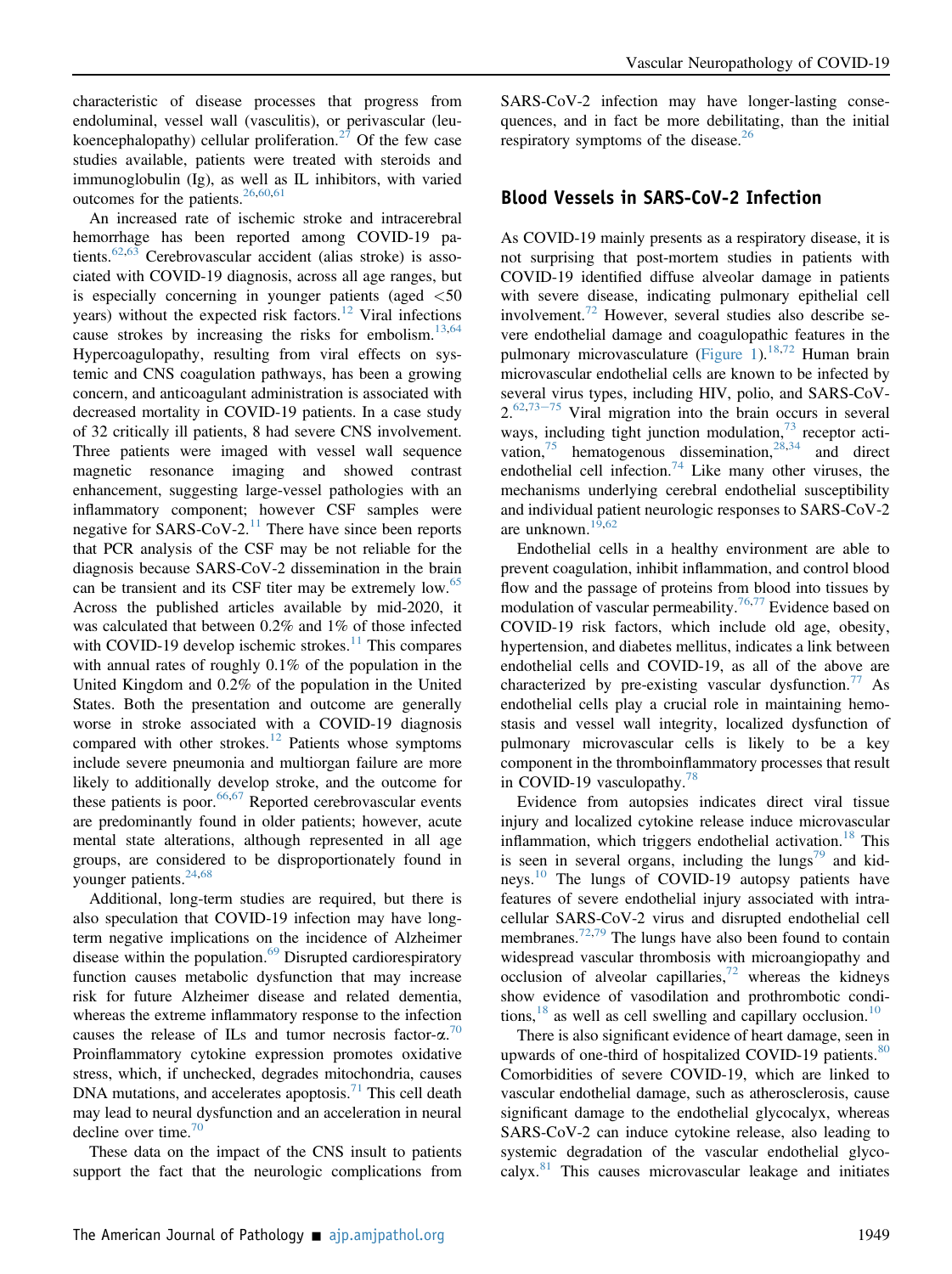characteristic of disease processes that progress from endoluminal, vessel wall (vasculitis), or perivascular (leukoencephalopathy) cellular proliferation.[27] Of the few case studies available, patients were treated with steroids and immunoglobulin (Ig), as well as IL inhibitors, with varied outcomes for the patients.[26,60,61]

An increased rate of ischemic stroke and intracerebral hemorrhage has been reported among COVID-19 patients.[62,63] Cerebrovascular accident (alias stroke) is associated with COVID-19 diagnosis, across all age ranges, but is especially concerning in younger patients (aged <50 years) without the expected risk factors.[12] Viral infections cause strokes by increasing the risks for embolism.[13,64] Hypercoagulopathy, resulting from viral effects on systemic and CNS coagulation pathways, has been a growing concern, and anticoagulant administration is associated with decreased mortality in COVID-19 patients. In a case study of 32 critically ill patients, 8 had severe CNS involvement. Three patients were imaged with vessel wall sequence magnetic resonance imaging and showed contrast enhancement, suggesting large-vessel pathologies with an inflammatory component; however CSF samples were negative for SARS-CoV-2.[11] There have since been reports that PCR analysis of the CSF may be not reliable for the diagnosis because SARS-CoV-2 dissemination in the brain can be transient and its CSF titer may be extremely low.[65] Across the published articles available by mid-2020, it was calculated that between 0.2% and 1% of those infected with COVID-19 develop ischemic strokes.[11] This compares with annual rates of roughly 0.1% of the population in the United Kingdom and 0.2% of the population in the United States. Both the presentation and outcome are generally worse in stroke associated with a COVID-19 diagnosis compared with other strokes.[12] Patients whose symptoms include severe pneumonia and multiorgan failure are more likely to additionally develop stroke, and the outcome for these patients is poor.[66,67] Reported cerebrovascular events are predominantly found in older patients; however, acute mental state alterations, although represented in all age groups, are considered to be disproportionately found in younger patients.[24,68]

Additional, long-term studies are required, but there is also speculation that COVID-19 infection may have long-term negative implications on the incidence of Alzheimer disease within the population.[69] Disrupted cardiorespiratory function causes metabolic dysfunction that may increase risk for future Alzheimer disease and related dementia, whereas the extreme inflammatory response to the infection causes the release of ILs and tumor necrosis factor-α.[70] Proinflammatory cytokine expression promotes oxidative stress, which, if unchecked, degrades mitochondria, causes DNA mutations, and accelerates apoptosis.[71] This cell death may lead to neural dysfunction and an acceleration in neural decline over time.[70]

These data on the impact of the CNS insult to patients support the fact that the neurologic complications from SARS-CoV-2 infection may have longer-lasting consequences, and in fact be more debilitating, than the initial respiratory symptoms of the disease.[26]

## Blood Vessels in SARS-CoV-2 Infection

As COVID-19 mainly presents as a respiratory disease, it is not surprising that post-mortem studies in patients with COVID-19 identified diffuse alveolar damage in patients with severe disease, indicating pulmonary epithelial cell involvement.[72] However, several studies also describe severe endothelial damage and coagulopathic features in the pulmonary microvasculature (Figure 1).[18,72] Human brain microvascular endothelial cells are known to be infected by several virus types, including HIV, polio, and SARS-CoV-2.[62,73–75] Viral migration into the brain occurs in several ways, including tight junction modulation,[73] receptor activation,[75] hematogenous dissemination,[28,34] and direct endothelial cell infection.[74] Like many other viruses, the mechanisms underlying cerebral endothelial susceptibility and individual patient neurologic responses to SARS-CoV-2 are unknown.[19,62]

Endothelial cells in a healthy environment are able to prevent coagulation, inhibit inflammation, and control blood flow and the passage of proteins from blood into tissues by modulation of vascular permeability.[76,77] Evidence based on COVID-19 risk factors, which include old age, obesity, hypertension, and diabetes mellitus, indicates a link between endothelial cells and COVID-19, as all of the above are characterized by pre-existing vascular dysfunction.[77] As endothelial cells play a crucial role in maintaining hemostasis and vessel wall integrity, localized dysfunction of pulmonary microvascular cells is likely to be a key component in the thromboinflammatory processes that result in COVID-19 vasculopathy.[78]

Evidence from autopsies indicates direct viral tissue injury and localized cytokine release induce microvascular inflammation, which triggers endothelial activation.[18] This is seen in several organs, including the lungs[79] and kidneys.[10] The lungs of COVID-19 autopsy patients have features of severe endothelial injury associated with intracellular SARS-CoV-2 virus and disrupted endothelial cell membranes.[72,79] The lungs have also been found to contain widespread vascular thrombosis with microangiopathy and occlusion of alveolar capillaries,[72] whereas the kidneys show evidence of vasodilation and prothrombotic conditions,[18] as well as cell swelling and capillary occlusion.[10]

There is also significant evidence of heart damage, seen in upwards of one-third of hospitalized COVID-19 patients.[80] Comorbidities of severe COVID-19, which are linked to vascular endothelial damage, such as atherosclerosis, cause significant damage to the endothelial glycocalyx, whereas SARS-CoV-2 can induce cytokine release, also leading to systemic degradation of the vascular endothelial glycocalyx.[81] This causes microvascular leakage and initiates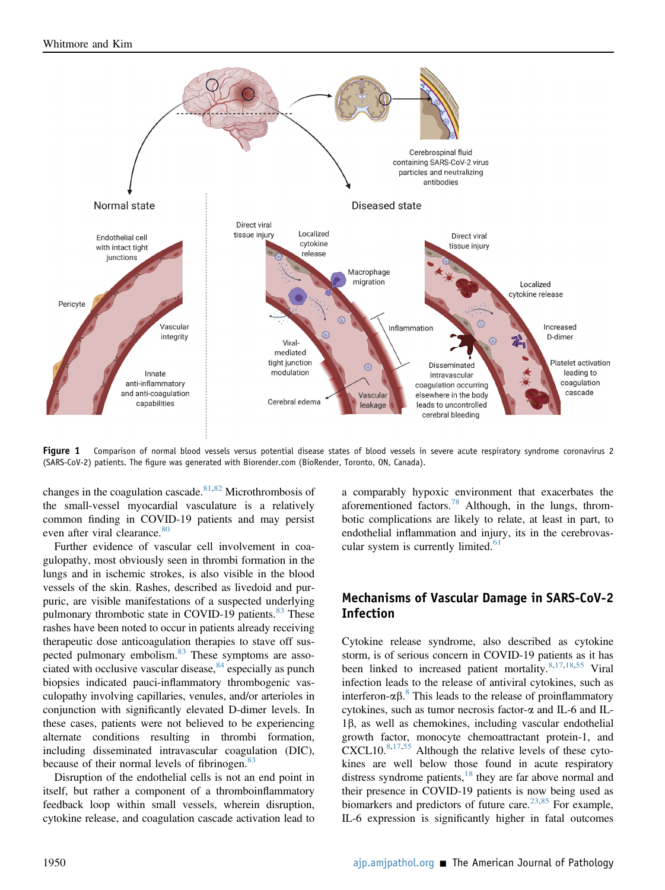**Figure 1** Comparison of normal blood vessels versus potential disease states of blood vessels in severe acute respiratory syndrome coronavirus 2 (SARS-CoV-2) patients. The figure was generated with Biorender.com (BioRender, Toronto, ON, Canada).

changes in the coagulation cascade.[81,82] Microthrombosis of the small-vessel myocardial vasculature is a relatively common finding in COVID-19 patients and may persist even after viral clearance.[80]

Further evidence of vascular cell involvement in coagulopathy, most obviously seen in thrombi formation in the lungs and in ischemic strokes, is also visible in the blood vessels of the skin. Rashes, described as livedoid and purpuric, are visible manifestations of a suspected underlying pulmonary thrombotic state in COVID-19 patients.[83] These rashes have been noted to occur in patients already receiving therapeutic dose anticoagulation therapies to stave off suspected pulmonary embolism.[83] These symptoms are associated with occlusive vascular disease,[84] especially as punch biopsies indicated pauci-inflammatory thrombogenic vasculopathy involving capillaries, venules, and/or arterioles in conjunction with significantly elevated D-dimer levels. In these cases, patients were not believed to be experiencing alternate conditions resulting in thrombi formation, including disseminated intravascular coagulation (DIC), because of their normal levels of fibrinogen.[83]

Disruption of the endothelial cells is not an end point in itself, but rather a component of a thromboinflammatory feedback loop within small vessels, wherein disruption, cytokine release, and coagulation cascade activation lead to a comparably hypoxic environment that exacerbates the aforementioned factors.[78] Although, in the lungs, thrombotic complications are likely to relate, at least in part, to endothelial inflammation and injury, its in the cerebrovascular system is currently limited.[61]

## Mechanisms of Vascular Damage in SARS-CoV-2 Infection

Cytokine release syndrome, also described as cytokine storm, is of serious concern in COVID-19 patients as it has been linked to increased patient mortality.[8,17,18,55] Viral infection leads to the release of antiviral cytokines, such as interferon-αβ.[8] This leads to the release of proinflammatory cytokines, such as tumor necrosis factor-α and IL-6 and IL-1β, as well as chemokines, including vascular endothelial growth factor, monocyte chemoattractant protein-1, and CXCL10.[8,17,55] Although the relative levels of these cytokines are well below those found in acute respiratory distress syndrome patients,[18] they are far above normal and their presence in COVID-19 patients is now being used as biomarkers and predictors of future care.[23,85] For example, IL-6 expression is significantly higher in fatal outcomes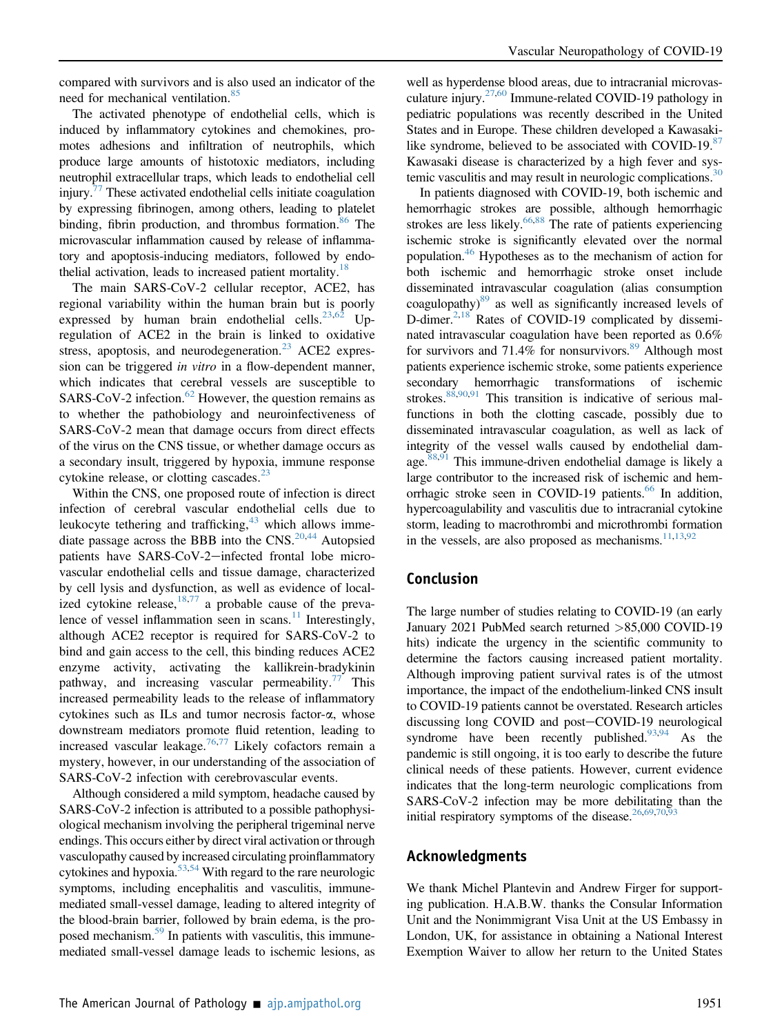compared with survivors and is also used an indicator of the need for mechanical ventilation.[85]

The activated phenotype of endothelial cells, which is induced by inflammatory cytokines and chemokines, promotes adhesions and infiltration of neutrophils, which produce large amounts of histotoxic mediators, including neutrophil extracellular traps, which leads to endothelial cell injury.[77] These activated endothelial cells initiate coagulation by expressing fibrinogen, among others, leading to platelet binding, fibrin production, and thrombus formation.[86] The microvascular inflammation caused by release of inflammatory and apoptosis-inducing mediators, followed by endothelial activation, leads to increased patient mortality.[18]

The main SARS-CoV-2 cellular receptor, ACE2, has regional variability within the human brain but is poorly expressed by human brain endothelial cells.[23,62] Upregulation of ACE2 in the brain is linked to oxidative stress, apoptosis, and neurodegeneration.[23] ACE2 expression can be triggered *in vitro* in a flow-dependent manner, which indicates that cerebral vessels are susceptible to SARS-CoV-2 infection.[62] However, the question remains as to whether the pathobiology and neuroinfectiveness of SARS-CoV-2 mean that damage occurs from direct effects of the virus on the CNS tissue, or whether damage occurs as a secondary insult, triggered by hypoxia, immune response cytokine release, or clotting cascades.[23]

Within the CNS, one proposed route of infection is direct infection of cerebral vascular endothelial cells due to leukocyte tethering and trafficking,[43] which allows immediate passage across the BBB into the CNS.[20,44] Autopsied patients have SARS-CoV-2–infected frontal lobe microvascular endothelial cells and tissue damage, characterized by cell lysis and dysfunction, as well as evidence of localized cytokine release,[18,77] a probable cause of the prevalence of vessel inflammation seen in scans.[11] Interestingly, although ACE2 receptor is required for SARS-CoV-2 to bind and gain access to the cell, this binding reduces ACE2 enzyme activity, activating the kallikrein-bradykinin pathway, and increasing vascular permeability.[77] This increased permeability leads to the release of inflammatory cytokines such as ILs and tumor necrosis factor-α, whose downstream mediators promote fluid retention, leading to increased vascular leakage.[76,77] Likely cofactors remain a mystery, however, in our understanding of the association of SARS-CoV-2 infection with cerebrovascular events.

Although considered a mild symptom, headache caused by SARS-CoV-2 infection is attributed to a possible pathophysiological mechanism involving the peripheral trigeminal nerve endings. This occurs either by direct viral activation or through vasculopathy caused by increased circulating proinflammatory cytokines and hypoxia.[53,54] With regard to the rare neurologic symptoms, including encephalitis and vasculitis, immune-mediated small-vessel damage, leading to altered integrity of the blood-brain barrier, followed by brain edema, is the proposed mechanism.[59] In patients with vasculitis, this immune-mediated small-vessel damage leads to ischemic lesions, as well as hyperdense blood areas, due to intracranial microvasculature injury.[27,60] Immune-related COVID-19 pathology in pediatric populations was recently described in the United States and in Europe. These children developed a Kawasaki-like syndrome, believed to be associated with COVID-19.[87] Kawasaki disease is characterized by a high fever and systemic vasculitis and may result in neurologic complications.[30]

In patients diagnosed with COVID-19, both ischemic and hemorrhagic strokes are possible, although hemorrhagic strokes are less likely.[66,88] The rate of patients experiencing ischemic stroke is significantly elevated over the normal population.[46] Hypotheses as to the mechanism of action for both ischemic and hemorrhagic stroke onset include disseminated intravascular coagulation (alias consumption coagulopathy)[89] as well as significantly increased levels of D-dimer.[2,18] Rates of COVID-19 complicated by disseminated intravascular coagulation have been reported as 0.6% for survivors and 71.4% for nonsurvivors.[89] Although most patients experience ischemic stroke, some patients experience secondary hemorrhagic transformations of ischemic strokes.[88,90,91] This transition is indicative of serious malfunctions in both the clotting cascade, possibly due to disseminated intravascular coagulation, as well as lack of integrity of the vessel walls caused by endothelial damage.[88,91] This immune-driven endothelial damage is likely a large contributor to the increased risk of ischemic and hemorrhagic stroke seen in COVID-19 patients.[66] In addition, hypercoagulability and vasculitis due to intracranial cytokine storm, leading to macrothrombi and microthrombi formation in the vessels, are also proposed as mechanisms.[11,13,92]

## Conclusion

The large number of studies relating to COVID-19 (an early January 2021 PubMed search returned >85,000 COVID-19 hits) indicate the urgency in the scientific community to determine the factors causing increased patient mortality. Although improving patient survival rates is of the utmost importance, the impact of the endothelium-linked CNS insult to COVID-19 patients cannot be overstated. Research articles discussing long COVID and post–COVID-19 neurological syndrome have been recently published.[93,94] As the pandemic is still ongoing, it is too early to describe the future clinical needs of these patients. However, current evidence indicates that the long-term neurologic complications from SARS-CoV-2 infection may be more debilitating than the initial respiratory symptoms of the disease.[26,69,70,93]

## Acknowledgments

We thank Michel Plantevin and Andrew Firger for supporting publication. H.A.B.W. thanks the Consular Information Unit and the Nonimmigrant Visa Unit at the US Embassy in London, UK, for assistance in obtaining a National Interest Exemption Waiver to allow her return to the United States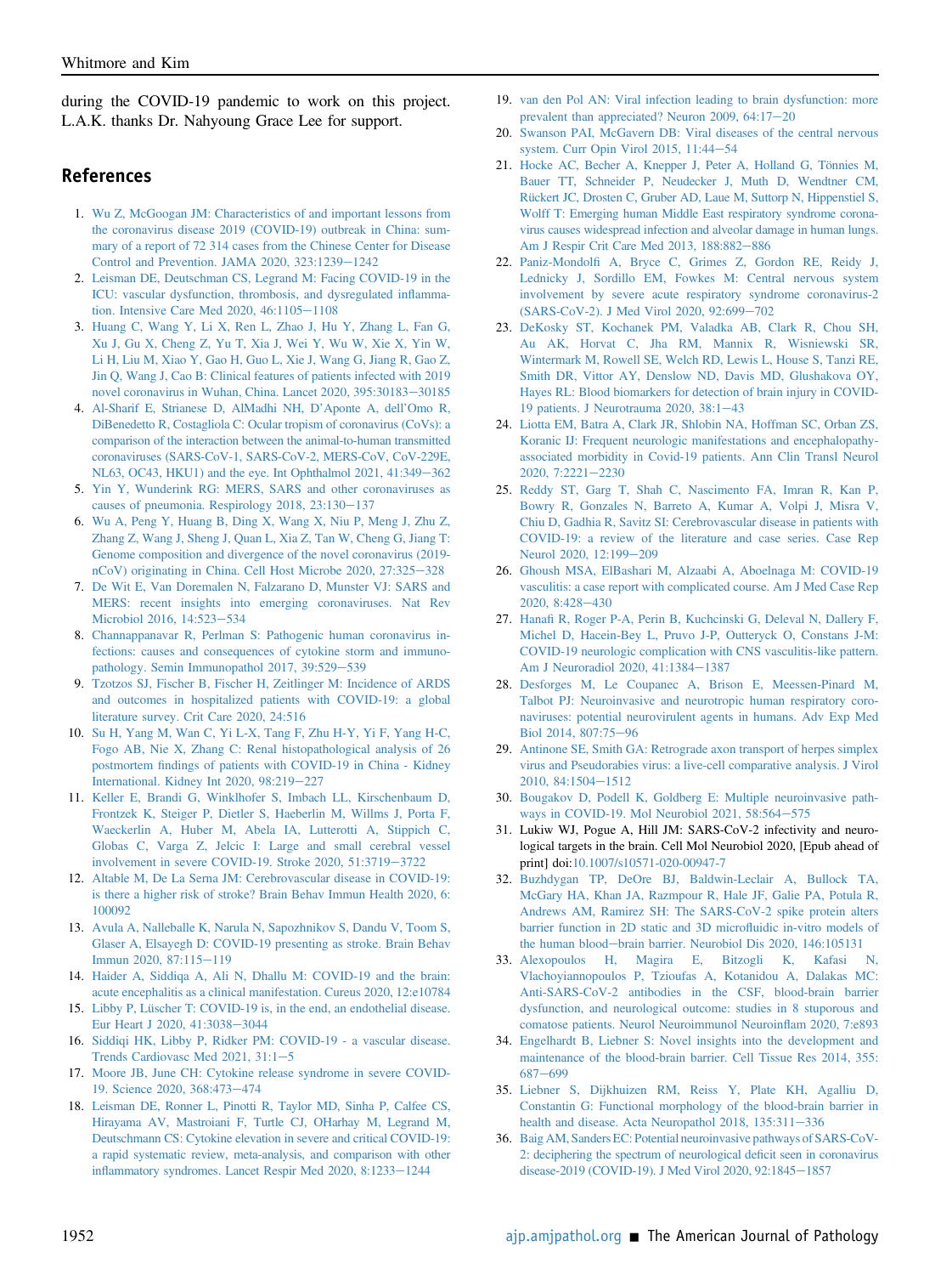during the COVID-19 pandemic to work on this project. L.A.K. thanks Dr. Nahyoung Grace Lee for support.

## References

1. Wu Z, McGoogan JM: Characteristics of and important lessons from the coronavirus disease 2019 (COVID-19) outbreak in China: summary of a report of 72 314 cases from the Chinese Center for Disease Control and Prevention. JAMA 2020, 323:1239−1242
2. Leisman DE, Deutschman CS, Legrand M: Facing COVID-19 in the ICU: vascular dysfunction, thrombosis, and dysregulated inflammation. Intensive Care Med 2020, 46:1105−1108
3. Huang C, Wang Y, Li X, Ren L, Zhao J, Hu Y, Zhang L, Fan G, Xu J, Gu X, Cheng Z, Yu T, Xia J, Wei Y, Wu W, Xie X, Yin W, Li H, Liu M, Xiao Y, Gao H, Guo L, Xie J, Wang G, Jiang R, Gao Z, Jin Q, Wang J, Cao B: Clinical features of patients infected with 2019 novel coronavirus in Wuhan, China. Lancet 2020, 395:30183−30185
4. Al-Sharif E, Strianese D, AlMadhi NH, D'Aponte A, dell'Omo R, DiBenedetto R, Costagliola C: Ocular tropism of coronavirus (CoVs): a comparison of the interaction between the animal-to-human transmitted coronaviruses (SARS-CoV-1, SARS-CoV-2, MERS-CoV, CoV-229E, NL63, OC43, HKU1) and the eye. Int Ophthalmol 2021, 41:349−362
5. Yin Y, Wunderink RG: MERS, SARS and other coronaviruses as causes of pneumonia. Respirology 2018, 23:130−137
6. Wu A, Peng Y, Huang B, Ding X, Wang X, Niu P, Meng J, Zhu Z, Zhang Z, Wang J, Sheng J, Quan L, Xia Z, Tan W, Cheng G, Jiang T: Genome composition and divergence of the novel coronavirus (2019-nCoV) originating in China. Cell Host Microbe 2020, 27:325−328
7. De Wit E, Van Doremalen N, Falzarano D, Munster VJ: SARS and MERS: recent insights into emerging coronaviruses. Nat Rev Microbiol 2016, 14:523−534
8. Channappanavar R, Perlman S: Pathogenic human coronavirus infections: causes and consequences of cytokine storm and immunopathology. Semin Immunopathol 2017, 39:529−539
9. Tzotzos SJ, Fischer B, Fischer H, Zeitlinger M: Incidence of ARDS and outcomes in hospitalized patients with COVID-19: a global literature survey. Crit Care 2020, 24:516
10. Su H, Yang M, Wan C, Yi L-X, Tang F, Zhu H-Y, Yi F, Yang H-C, Fogo AB, Nie X, Zhang C: Renal histopathological analysis of 26 postmortem findings of patients with COVID-19 in China - Kidney International. Kidney Int 2020, 98:219−227
11. Keller E, Brandi G, Winklhofer S, Imbach LL, Kirschenbaum D, Frontzek K, Steiger P, Dietler S, Haeberlin M, Willms J, Porta F, Waeckerlin A, Huber M, Abela IA, Lutterotti A, Stippich C, Globas C, Varga Z, Jelcic I: Large and small cerebral vessel involvement in severe COVID-19. Stroke 2020, 51:3719−3722
12. Altable M, De La Serna JM: Cerebrovascular disease in COVID-19: is there a higher risk of stroke? Brain Behav Immun Health 2020, 6: 100092
13. Avula A, Nalleballe K, Narula N, Sapozhnikov S, Dandu V, Toom S, Glaser A, Elsayegh D: COVID-19 presenting as stroke. Brain Behav Immun 2020, 87:115−119
14. Haider A, Siddiqa A, Ali N, Dhallu M: COVID-19 and the brain: acute encephalitis as a clinical manifestation. Cureus 2020, 12:e10784
15. Libby P, Lüscher T: COVID-19 is, in the end, an endothelial disease. Eur Heart J 2020, 41:3038−3044
16. Siddiqi HK, Libby P, Ridker PM: COVID-19 - a vascular disease. Trends Cardiovasc Med 2021, 31:1−5
17. Moore JB, June CH: Cytokine release syndrome in severe COVID-19. Science 2020, 368:473−474
18. Leisman DE, Ronner L, Pinotti R, Taylor MD, Sinha P, Calfee CS, Hirayama AV, Mastroiani F, Turtle CJ, OHarhay M, Legrand M, Deutschmann CS: Cytokine elevation in severe and critical COVID-19: a rapid systematic review, meta-analysis, and comparison with other inflammatory syndromes. Lancet Respir Med 2020, 8:1233−1244
19. van den Pol AN: Viral infection leading to brain dysfunction: more prevalent than appreciated? Neuron 2009, 64:17−20
20. Swanson PAI, McGavern DB: Viral diseases of the central nervous system. Curr Opin Virol 2015, 11:44−54
21. Hocke AC, Becher A, Knepper J, Peter A, Holland G, Tönnies M, Bauer TT, Schneider P, Neudecker J, Muth D, Wendtner CM, Rückert JC, Drosten C, Gruber AD, Laue M, Suttorp N, Hippenstiel S, Wolff T: Emerging human Middle East respiratory syndrome coronavirus causes widespread infection and alveolar damage in human lungs. Am J Respir Crit Care Med 2013, 188:882−886
22. Paniz-Mondolfi A, Bryce C, Grimes Z, Gordon RE, Reidy J, Lednicky J, Sordillo EM, Fowkes M: Central nervous system involvement by severe acute respiratory syndrome coronavirus-2 (SARS-CoV-2). J Med Virol 2020, 92:699−702
23. DeKosky ST, Kochanek PM, Valadka AB, Clark R, Chou SH, Au AK, Horvat C, Jha RM, Mannix R, Wisniewski SR, Wintermark M, Rowell SE, Welch RD, Lewis L, House S, Tanzi RE, Smith DR, Vittor AY, Denslow ND, Davis MD, Glushakova OY, Hayes RL: Blood biomarkers for detection of brain injury in COVID-19 patients. J Neurotrauma 2020, 38:1−43
24. Liotta EM, Batra A, Clark JR, Shlobin NA, Hoffman SC, Orban ZS, Koranic IJ: Frequent neurologic manifestations and encephalopathy-associated morbidity in Covid-19 patients. Ann Clin Transl Neurol 2020, 7:2221−2230
25. Reddy ST, Garg T, Shah C, Nascimento FA, Imran R, Kan P, Bowry R, Gonzales N, Barreto A, Kumar A, Volpi J, Misra V, Chiu D, Gadhia R, Savitz SI: Cerebrovascular disease in patients with COVID-19: a review of the literature and case series. Case Rep Neurol 2020, 12:199−209
26. Ghoush MSA, ElBashari M, Alzaabi A, Aboelnaga M: COVID-19 vasculitis: a case report with complicated course. Am J Med Case Rep 2020, 8:428−430
27. Hanafi R, Roger P-A, Perin B, Kuchcinski G, Deleval N, Dallery F, Michel D, Hacein-Bey L, Pruvo J-P, Outteryck O, Constans J-M: COVID-19 neurologic complication with CNS vasculitis-like pattern. Am J Neuroradiol 2020, 41:1384−1387
28. Desforges M, Le Coupanec A, Brison E, Meessen-Pinard M, Talbot PJ: Neuroinvasive and neurotropic human respiratory coronaviruses: potential neurovirulent agents in humans. Adv Exp Med Biol 2014, 807:75−96
29. Antinone SE, Smith GA: Retrograde axon transport of herpes simplex virus and Pseudorabies virus: a live-cell comparative analysis. J Virol 2010, 84:1504−1512
30. Bougakov D, Podell K, Goldberg E: Multiple neuroinvasive pathways in COVID-19. Mol Neurobiol 2021, 58:564−575
31. Lukiw WJ, Pogue A, Hill JM: SARS-CoV-2 infectivity and neurological targets in the brain. Cell Mol Neurobiol 2020, [Epub ahead of print] doi:10.1007/s10571-020-00947-7
32. Buzhdygan TP, DeOre BJ, Baldwin-Leclair A, Bullock TA, McGary HA, Khan JA, Razmpour R, Hale JF, Galie PA, Potula R, Andrews AM, Ramirez SH: The SARS-CoV-2 spike protein alters barrier function in 2D static and 3D microfluidic in-vitro models of the human blood−brain barrier. Neurobiol Dis 2020, 146:105131
33. Alexopoulos H, Magira E, Bitzogli K, Kafasi N, Vlachoyiannopoulos P, Tzioufas A, Kotanidou A, Dalakas MC: Anti-SARS-CoV-2 antibodies in the CSF, blood-brain barrier dysfunction, and neurological outcome: studies in 8 stuporous and comatose patients. Neurol Neuroimmunol Neuroinflam 2020, 7:e893
34. Engelhardt B, Liebner S: Novel insights into the development and maintenance of the blood-brain barrier. Cell Tissue Res 2014, 355: 687−699
35. Liebner S, Dijkhuizen RM, Reiss Y, Plate KH, Agalliu D, Constantin G: Functional morphology of the blood-brain barrier in health and disease. Acta Neuropathol 2018, 135:311−336
36. Baig AM, Sanders EC: Potential neuroinvasive pathways of SARS-CoV-2: deciphering the spectrum of neurological deficit seen in coronavirus disease-2019 (COVID-19). J Med Virol 2020, 92:1845−1857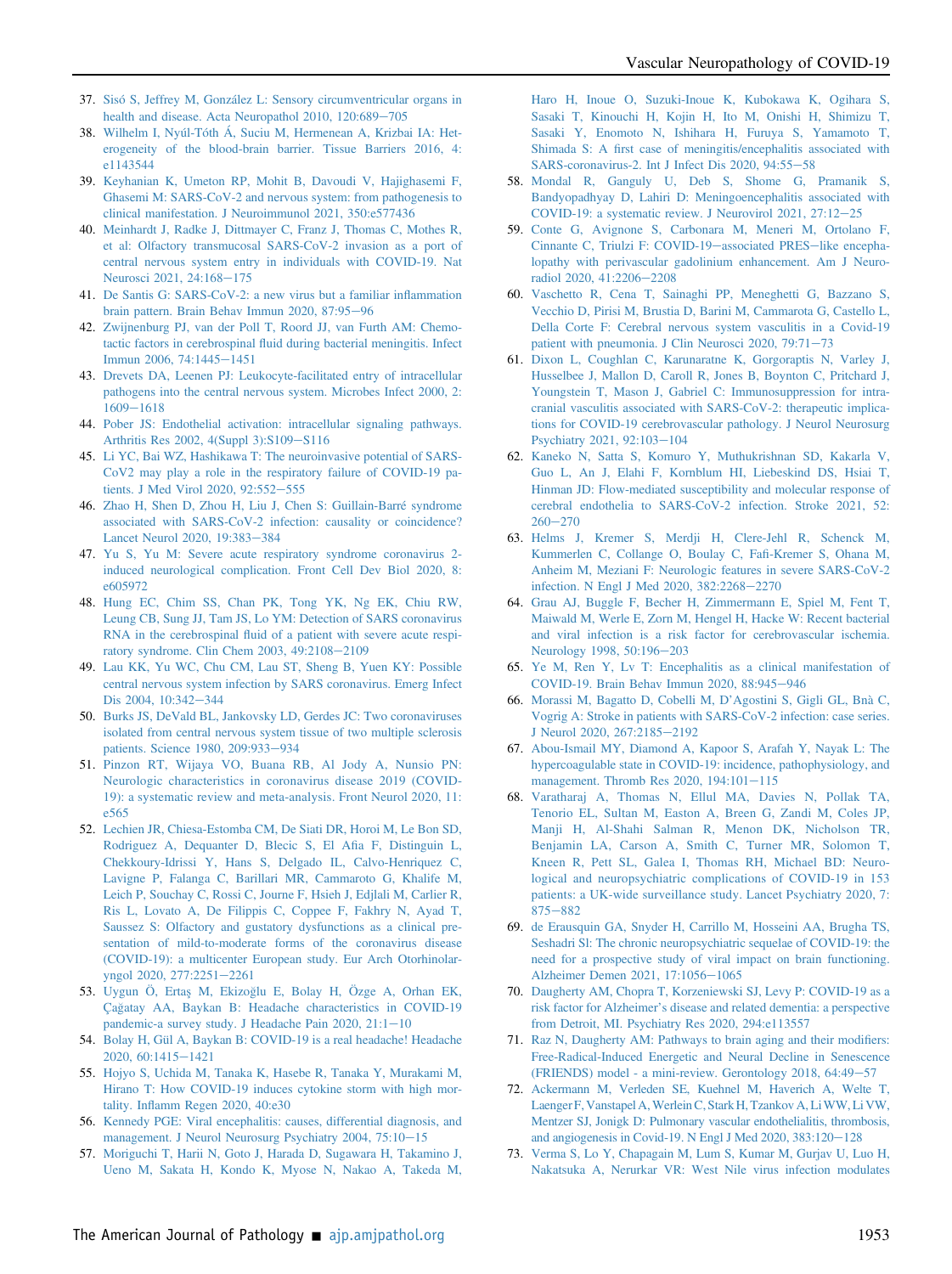37. Sisó S, Jeffrey M, González L: Sensory circumventricular organs in health and disease. Acta Neuropathol 2010, 120:689–705
38. Wilhelm I, Nyúl-Tóth Á, Suciu M, Hermenean A, Krizbai IA: Heterogeneity of the blood-brain barrier. Tissue Barriers 2016, 4:e1143544
39. Keyhanian K, Umeton RP, Mohit B, Davoudi V, Hajighasemi F, Ghasemi M: SARS-CoV-2 and nervous system: from pathogenesis to clinical manifestation. J Neuroimmunol 2021, 350:e577436
40. Meinhardt J, Radke J, Dittmayer C, Franz J, Thomas C, Mothes R, et al: Olfactory transmucosal SARS-CoV-2 invasion as a port of central nervous system entry in individuals with COVID-19. Nat Neurosci 2021, 24:168–175
41. De Santis G: SARS-CoV-2: a new virus but a familiar inflammation brain pattern. Brain Behav Immun 2020, 87:95–96
42. Zwijnenburg PJ, van der Poll T, Roord JJ, van Furth AM: Chemotactic factors in cerebrospinal fluid during bacterial meningitis. Infect Immun 2006, 74:1445–1451
43. Drevets DA, Leenen PJ: Leukocyte-facilitated entry of intracellular pathogens into the central nervous system. Microbes Infect 2000, 2:1609–1618
44. Pober JS: Endothelial activation: intracellular signaling pathways. Arthritis Res 2002, 4(Suppl 3):S109–S116
45. Li YC, Bai WZ, Hashikawa T: The neuroinvasive potential of SARS-CoV2 may play a role in the respiratory failure of COVID-19 patients. J Med Virol 2020, 92:552–555
46. Zhao H, Shen D, Zhou H, Liu J, Chen S: Guillain-Barré syndrome associated with SARS-CoV-2 infection: causality or coincidence? Lancet Neurol 2020, 19:383–384
47. Yu S, Yu M: Severe acute respiratory syndrome coronavirus 2-induced neurological complication. Front Cell Dev Biol 2020, 8:e605972
48. Hung EC, Chim SS, Chan PK, Tong YK, Ng EK, Chiu RW, Leung CB, Sung JJ, Tam JS, Lo YM: Detection of SARS coronavirus RNA in the cerebrospinal fluid of a patient with severe acute respiratory syndrome. Clin Chem 2003, 49:2108–2109
49. Lau KK, Yu WC, Chu CM, Lau ST, Sheng B, Yuen KY: Possible central nervous system infection by SARS coronavirus. Emerg Infect Dis 2004, 10:342–344
50. Burks JS, DeVald BL, Jankovsky LD, Gerdes JC: Two coronaviruses isolated from central nervous system tissue of two multiple sclerosis patients. Science 1980, 209:933–934
51. Pinzon RT, Wijaya VO, Buana RB, Al Jody A, Nunsio PN: Neurologic characteristics in coronavirus disease 2019 (COVID-19): a systematic review and meta-analysis. Front Neurol 2020, 11:e565
52. Lechien JR, Chiesa-Estomba CM, De Siati DR, Horoi M, Le Bon SD, Rodriguez A, Dequanter D, Blecic S, El Afia F, Distinguin L, Chekkoury-Idrissi Y, Hans S, Delgado IL, Calvo-Henriquez C, Lavigne P, Falanga C, Barillari MR, Cammaroto G, Khalife M, Leich P, Souchay C, Rossi C, Journe F, Hsieh J, Edjlali M, Carlier R, Ris L, Lovato A, De Filippis C, Coppee F, Fakhry N, Ayad T, Saussez S: Olfactory and gustatory dysfunctions as a clinical presentation of mild-to-moderate forms of the coronavirus disease (COVID-19): a multicenter European study. Eur Arch Otorhinolaryngol 2020, 277:2251–2261
53. Uygun Ö, Ertaş M, Ekizoğlu E, Bolay H, Özge A, Orhan EK, Çağatay AA, Baykan B: Headache characteristics in COVID-19 pandemic-a survey study. J Headache Pain 2020, 21:1–10
54. Bolay H, Gül A, Baykan B: COVID-19 is a real headache! Headache 2020, 60:1415–1421
55. Hojyo S, Uchida M, Tanaka K, Hasebe R, Tanaka Y, Murakami M, Hirano T: How COVID-19 induces cytokine storm with high mortality. Inflamm Regen 2020, 40:e30
56. Kennedy PGE: Viral encephalitis: causes, differential diagnosis, and management. J Neurol Neurosurg Psychiatry 2004, 75:10–15
57. Moriguchi T, Harii N, Goto J, Harada D, Sugawara H, Takamino J, Ueno M, Sakata H, Kondo K, Myose N, Nakao A, Takeda M, Haro H, Inoue O, Suzuki-Inoue K, Kubokawa K, Ogihara S, Sasaki T, Kinouchi H, Kojin H, Ito M, Onishi H, Shimizu T, Sasaki Y, Enomoto N, Ishihara H, Furuya S, Yamamoto T, Shimada S: A first case of meningitis/encephalitis associated with SARS-coronavirus-2. Int J Infect Dis 2020, 94:55–58
58. Mondal R, Ganguly U, Deb S, Shome G, Pramanik S, Bandyopadhyay D, Lahiri D: Meningoencephalitis associated with COVID-19: a systematic review. J Neurovirol 2021, 27:12–25
59. Conte G, Avignone S, Carbonara M, Meneri M, Ortolano F, Cinnante C, Triulzi F: COVID-19–associated PRES–like encephalopathy with perivascular gadolinium enhancement. Am J Neuroradiol 2020, 41:2206–2208
60. Vaschetto R, Cena T, Sainaghi PP, Meneghetti G, Bazzano S, Vecchio D, Pirisi M, Brustia D, Barini M, Cammarota G, Castello L, Della Corte F: Cerebral nervous system vasculitis in a Covid-19 patient with pneumonia. J Clin Neurosci 2020, 79:71–73
61. Dixon L, Coughlan C, Karunaratne K, Gorgoraptis N, Varley J, Husselbee J, Mallon D, Carroll R, Jones B, Boynton C, Pritchard J, Youngstein T, Mason J, Gabriel C: Immunosuppression for intracranial vasculitis associated with SARS-CoV-2: therapeutic implications for COVID-19 cerebrovascular pathology. J Neurol Neurosurg Psychiatry 2021, 92:103–104
62. Kaneko N, Satta S, Komuro Y, Muthukrishnan SD, Kakarla V, Guo L, An J, Elahi F, Kornblum HI, Liebeskind DS, Hsiai T, Hinman JD: Flow-mediated susceptibility and molecular response of cerebral endothelia to SARS-CoV-2 infection. Stroke 2021, 52:260–270
63. Helms J, Kremer S, Merdji H, Clere-Jehl R, Schenck M, Kummerlen C, Collange O, Boulay C, Fafi-Kremer S, Ohana M, Anheim M, Meziani F: Neurologic features in severe SARS-CoV-2 infection. N Engl J Med 2020, 382:2268–2270
64. Grau AJ, Buggle F, Becher H, Zimmermann E, Spiel M, Fent T, Maiwald M, Werle E, Zorn M, Hengel H, Hacke W: Recent bacterial and viral infection is a risk factor for cerebrovascular ischemia. Neurology 1998, 50:196–203
65. Ye M, Ren Y, Lv T: Encephalitis as a clinical manifestation of COVID-19. Brain Behav Immun 2020, 88:945–946
66. Morassi M, Bagatto D, Cobelli M, D'Agostini S, Gigli GL, Bnà C, Vogrig A: Stroke in patients with SARS-CoV-2 infection: case series. J Neurol 2020, 267:2185–2192
67. Abou-Ismail MY, Diamond A, Kapoor S, Arafah Y, Nayak L: The hypercoagulable state in COVID-19: incidence, pathophysiology, and management. Thromb Res 2020, 194:101–115
68. Varatharaj A, Thomas N, Ellul MA, Davies N, Pollak TA, Tenorio EL, Sultan M, Easton A, Breen G, Zandi M, Coles JP, Manji H, Al-Shahi Salman R, Menon DK, Nicholson TR, Benjamin LA, Carson A, Smith C, Turner MR, Solomon T, Kneen R, Pett SL, Galea I, Thomas RH, Michael BD: Neurological and neuropsychiatric complications of COVID-19 in 153 patients: a UK-wide surveillance study. Lancet Psychiatry 2020, 7:875–882
69. de Erausquin GA, Snyder H, Carrillo M, Hosseini AA, Brugha TS, Seshadri Sl: The chronic neuropsychiatric sequelae of COVID-19: the need for a prospective study of viral impact on brain functioning. Alzheimer Demen 2021, 17:1056–1065
70. Daugherty AM, Chopra T, Korzeniewski SJ, Levy P: COVID-19 as a risk factor for Alzheimer's disease and related dementia: a perspective from Detroit, MI. Psychiatry Res 2020, 294:e113557
71. Raz N, Daugherty AM: Pathways to brain aging and their modifiers: Free-Radical-Induced Energetic and Neural Decline in Senescence (FRIENDS) model - a mini-review. Gerontology 2018, 64:49–57
72. Ackermann M, Verleden SE, Kuehnel M, Haverich A, Welte T, Laenger F, Vanstapel A, Werlein C, Stark H, Tzankov A, Li WW, Li VW, Mentzer SJ, Jonigk D: Pulmonary vascular endothelialitis, thrombosis, and angiogenesis in Covid-19. N Engl J Med 2020, 383:120–128
73. Verma S, Lo Y, Chapagain M, Lum S, Kumar M, Gurjav U, Luo H, Nakatsuka A, Nerurkar VR: West Nile virus infection modulates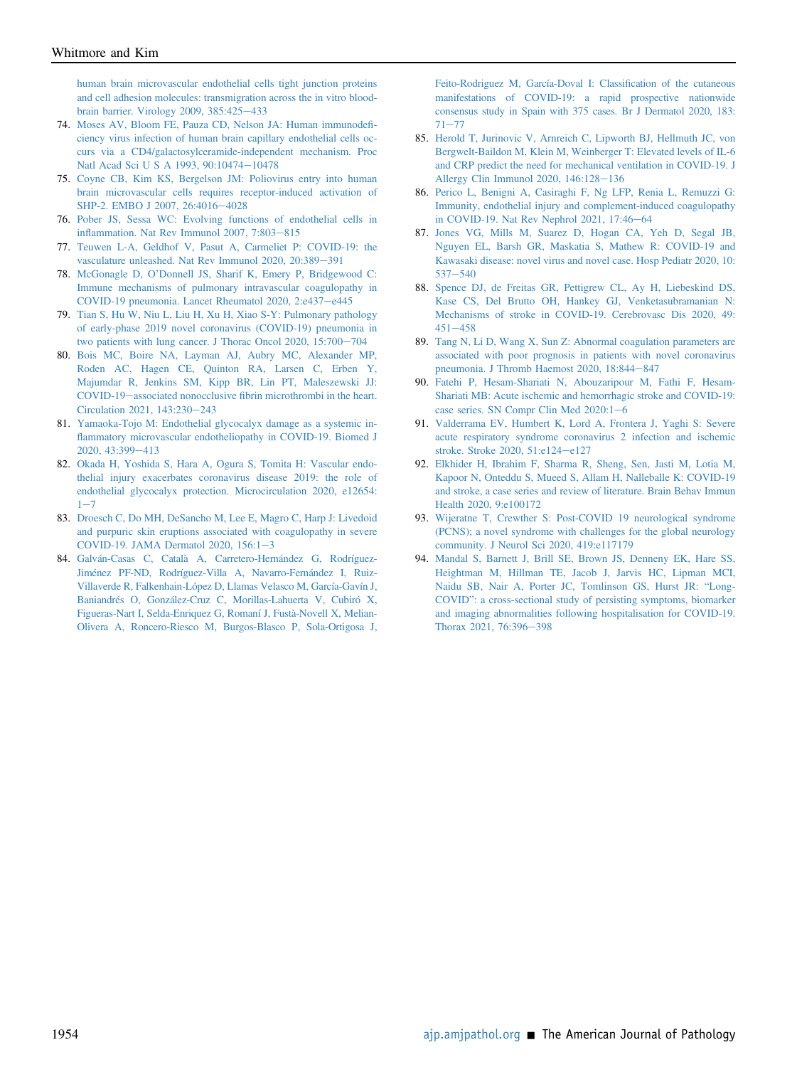human brain microvascular endothelial cells tight junction proteins and cell adhesion molecules: transmigration across the in vitro blood-brain barrier. Virology 2009, 385:425–433

74. Moses AV, Bloom FE, Pauza CD, Nelson JA: Human immunodeficiency virus infection of human brain capillary endothelial cells occurs via a CD4/galactosylceramide-independent mechanism. Proc Natl Acad Sci U S A 1993, 90:10474–10478
75. Coyne CB, Kim KS, Bergelson JM: Poliovirus entry into human brain microvascular cells requires receptor-induced activation of SHP-2. EMBO J 2007, 26:4016–4028
76. Pober JS, Sessa WC: Evolving functions of endothelial cells in inflammation. Nat Rev Immunol 2007, 7:803–815
77. Teuwen L-A, Geldhof V, Pasut A, Carmeliet P: COVID-19: the vasculature unleashed. Nat Rev Immunol 2020, 20:389–391
78. McGonagle D, O'Donnell JS, Sharif K, Emery P, Bridgewood C: Immune mechanisms of pulmonary intravascular coagulopathy in COVID-19 pneumonia. Lancet Rheumatol 2020, 2:e437–e445
79. Tian S, Hu W, Niu L, Liu H, Xu H, Xiao S-Y: Pulmonary pathology of early-phase 2019 novel coronavirus (COVID-19) pneumonia in two patients with lung cancer. J Thorac Oncol 2020, 15:700–704
80. Bois MC, Boire NA, Layman AJ, Aubry MC, Alexander MP, Roden AC, Hagen CE, Quinton RA, Larsen C, Erben Y, Majumdar R, Jenkins SM, Kipp BR, Lin PT, Maleszewski JJ: COVID-19–associated nonocclusive fibrin microthrombi in the heart. Circulation 2021, 143:230–243
81. Yamaoka-Tojo M: Endothelial glycocalyx damage as a systemic inflammatory microvascular endotheliopathy in COVID-19. Biomed J 2020, 43:399–413
82. Okada H, Yoshida S, Hara A, Ogura S, Tomita H: Vascular endothelial injury exacerbates coronavirus disease 2019: the role of endothelial glycocalyx protection. Microcirculation 2020, e12654: 1–7
83. Droesch C, Do MH, DeSancho M, Lee E, Magro C, Harp J: Livedoid and purpuric skin eruptions associated with coagulopathy in severe COVID-19. JAMA Dermatol 2020, 156:1–3
84. Galván-Casas C, Català A, Carretero-Hernández G, Rodríguez-Jiménez PF-ND, Rodríguez-Villa A, Navarro-Fernández I, Ruiz-Villaverde R, Falkenhain-López D, Llamas Velasco M, García-Gavín J, Baniandrés O, González-Cruz C, Morillas-Lahuerta V, Cubiró X, Figueras-Nart I, Selda-Enriquez G, Romaní J, Fustà-Novell X, Melian-Olivera A, Roncero-Riesco M, Burgos-Blasco P, Sola-Ortigosa J, Feito-Rodriguez M, García-Doval I: Classification of the cutaneous manifestations of COVID-19: a rapid prospective nationwide consensus study in Spain with 375 cases. Br J Dermatol 2020, 183: 71–77
85. Herold T, Jurinovic V, Arnreich C, Lipworth BJ, Hellmuth JC, von Bergwelt-Baildon M, Klein M, Weinberger T: Elevated levels of IL-6 and CRP predict the need for mechanical ventilation in COVID-19. J Allergy Clin Immunol 2020, 146:128–136
86. Perico L, Benigni A, Casiraghi F, Ng LFP, Renia L, Remuzzi G: Immunity, endothelial injury and complement-induced coagulopathy in COVID-19. Nat Rev Nephrol 2021, 17:46–64
87. Jones VG, Mills M, Suarez D, Hogan CA, Yeh D, Segal JB, Nguyen EL, Barsh GR, Maskatia S, Mathew R: COVID-19 and Kawasaki disease: novel virus and novel case. Hosp Pediatr 2020, 10: 537–540
88. Spence DJ, de Freitas GR, Pettigrew CL, Ay H, Liebeskind DS, Kase CS, Del Brutto OH, Hankey GJ, Venketasubramanian N: Mechanisms of stroke in COVID-19. Cerebrovasc Dis 2020, 49: 451–458
89. Tang N, Li D, Wang X, Sun Z: Abnormal coagulation parameters are associated with poor prognosis in patients with novel coronavirus pneumonia. J Thromb Haemost 2020, 18:844–847
90. Fatehi P, Hesam-Shariati N, Abouzaripour M, Fathi F, Hesam-Shariati MB: Acute ischemic and hemorrhagic stroke and COVID-19: case series. SN Compr Clin Med 2020:1–6
91. Valderrama EV, Humbert K, Lord A, Frontera J, Yaghi S: Severe acute respiratory syndrome coronavirus 2 infection and ischemic stroke. Stroke 2020, 51:e124–e127
92. Elkhider H, Ibrahim F, Sharma R, Sheng, Sen, Jasti M, Lotia M, Kapoor N, Onteddu S, Mueed S, Allam H, Nalleballe K: COVID-19 and stroke, a case series and review of literature. Brain Behav Immun Health 2020, 9:e100172
93. Wijeratne T, Crewther S: Post-COVID 19 neurological syndrome (PCNS); a novel syndrome with challenges for the global neurology community. J Neurol Sci 2020, 419:e117179
94. Mandal S, Barnett J, Brill SE, Brown JS, Denneny EK, Hare SS, Heightman M, Hillman TE, Jacob J, Jarvis HC, Lipman MCI, Naidu SB, Nair A, Porter JC, Tomlinson GS, Hurst JR: "Long-COVID": a cross-sectional study of persisting symptoms, biomarker and imaging abnormalities following hospitalisation for COVID-19. Thorax 2021, 76:396–398